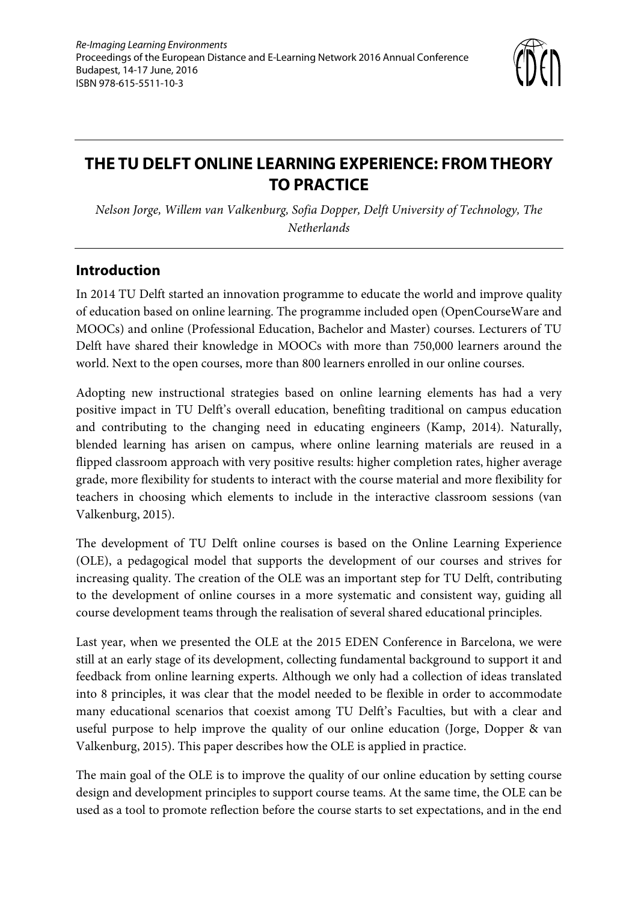# THE TU DELFT ONLINE LEARNING EXPERIENCE: FROM THEORY TO PRACTICE

*Nelson Jorge, Willem van Valkenburg, Sofia Dopper, Delft University of Technology, The Netherlands*

## Introduction

In 2014 TU Delft started an innovation programme to educate the world and improve quality of education based on online learning. The programme included open (OpenCourseWare and MOOCs) and online (Professional Education, Bachelor and Master) courses. Lecturers of TU Delft have shared their knowledge in MOOCs with more than 750,000 learners around the world. Next to the open courses, more than 800 learners enrolled in our online courses.

Adopting new instructional strategies based on online learning elements has had a very positive impact in TU Delft's overall education, benefiting traditional on campus education and contributing to the changing need in educating engineers (Kamp, 2014). Naturally, blended learning has arisen on campus, where online learning materials are reused in a flipped classroom approach with very positive results: higher completion rates, higher average grade, more flexibility for students to interact with the course material and more flexibility for teachers in choosing which elements to include in the interactive classroom sessions (van Valkenburg, 2015).

The development of TU Delft online courses is based on the Online Learning Experience (OLE), a pedagogical model that supports the development of our courses and strives for increasing quality. The creation of the OLE was an important step for TU Delft, contributing to the development of online courses in a more systematic and consistent way, guiding all course development teams through the realisation of several shared educational principles.

Last year, when we presented the OLE at the 2015 EDEN Conference in Barcelona, we were still at an early stage of its development, collecting fundamental background to support it and feedback from online learning experts. Although we only had a collection of ideas translated into 8 principles, it was clear that the model needed to be flexible in order to accommodate many educational scenarios that coexist among TU Delft's Faculties, but with a clear and useful purpose to help improve the quality of our online education (Jorge, Dopper & van Valkenburg, 2015). This paper describes how the OLE is applied in practice.

The main goal of the OLE is to improve the quality of our online education by setting course design and development principles to support course teams. At the same time, the OLE can be used as a tool to promote reflection before the course starts to set expectations, and in the end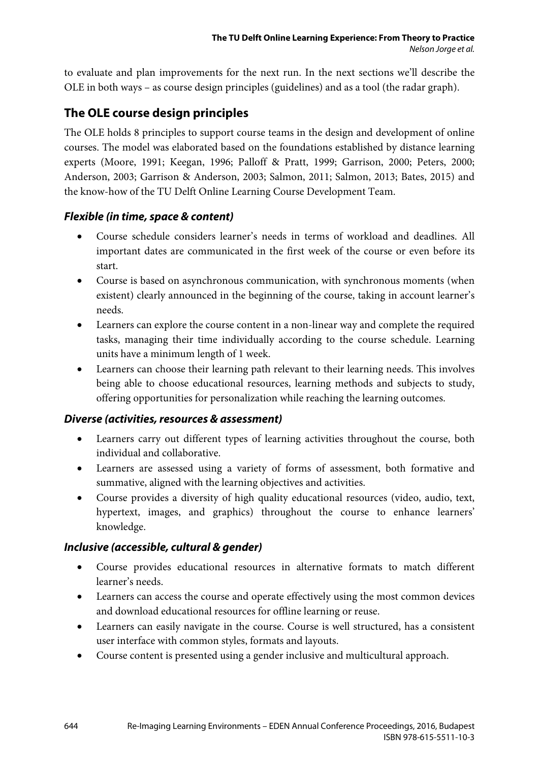to evaluate and plan improvements for the next run. In the next sections we'll describe the OLE in both ways – as course design principles (guidelines) and as a tool (the radar graph).

## The OLE course design principles

The OLE holds 8 principles to support course teams in the design and development of online courses. The model was elaborated based on the foundations established by distance learning experts (Moore, 1991; Keegan, 1996; Palloff & Pratt, 1999; Garrison, 2000; Peters, 2000; Anderson, 2003; Garrison & Anderson, 2003; Salmon, 2011; Salmon, 2013; Bates, 2015) and the know-how of the TU Delft Online Learning Course Development Team.

### *Flexible (in time, space & content)*

- Course schedule considers learner's needs in terms of workload and deadlines. All important dates are communicated in the first week of the course or even before its start.
- Course is based on asynchronous communication, with synchronous moments (when existent) clearly announced in the beginning of the course, taking in account learner's needs.
- Learners can explore the course content in a non-linear way and complete the required tasks, managing their time individually according to the course schedule. Learning units have a minimum length of 1 week.
- Learners can choose their learning path relevant to their learning needs. This involves being able to choose educational resources, learning methods and subjects to study, offering opportunities for personalization while reaching the learning outcomes.

### *Diverse (activities, resources & assessment)*

- Learners carry out different types of learning activities throughout the course, both individual and collaborative.
- Learners are assessed using a variety of forms of assessment, both formative and summative, aligned with the learning objectives and activities.
- Course provides a diversity of high quality educational resources (video, audio, text, hypertext, images, and graphics) throughout the course to enhance learners' knowledge.

### *Inclusive (accessible, cultural & gender)*

- Course provides educational resources in alternative formats to match different learner's needs.
- Learners can access the course and operate effectively using the most common devices and download educational resources for offline learning or reuse.
- Learners can easily navigate in the course. Course is well structured, has a consistent user interface with common styles, formats and layouts.
- Course content is presented using a gender inclusive and multicultural approach.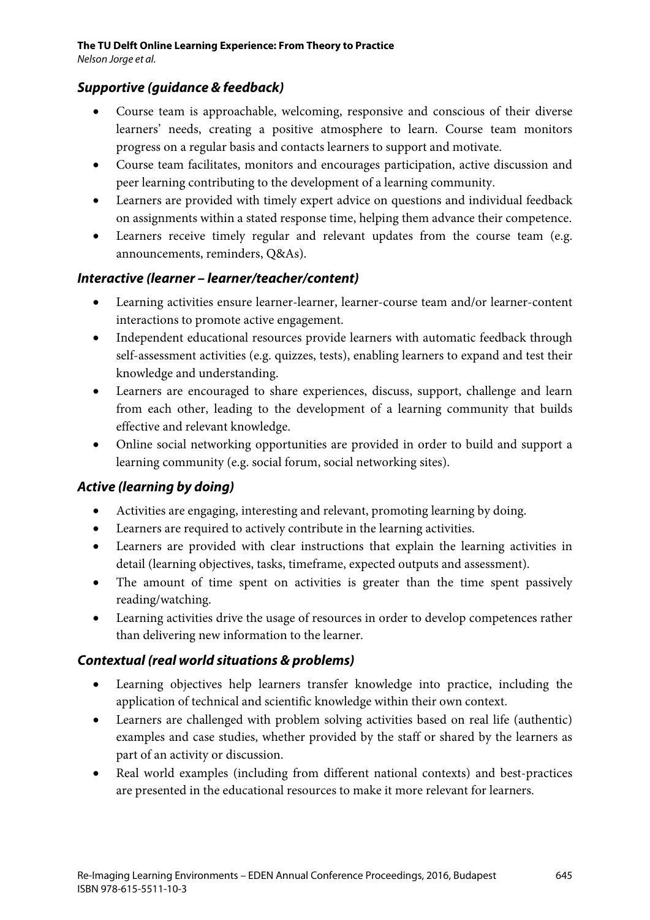### *Supportive (guidance & feedback)*

- Course team is approachable, welcoming, responsive and conscious of their diverse learners' needs, creating a positive atmosphere to learn. Course team monitors progress on a regular basis and contacts learners to support and motivate.
- Course team facilitates, monitors and encourages participation, active discussion and peer learning contributing to the development of a learning community.
- Learners are provided with timely expert advice on questions and individual feedback on assignments within a stated response time, helping them advance their competence.
- Learners receive timely regular and relevant updates from the course team (e.g. announcements, reminders, Q&As).

### *Interactive (learner – learner/teacher/content)*

- Learning activities ensure learner-learner, learner-course team and/or learner-content interactions to promote active engagement.
- Independent educational resources provide learners with automatic feedback through self-assessment activities (e.g. quizzes, tests), enabling learners to expand and test their knowledge and understanding.
- Learners are encouraged to share experiences, discuss, support, challenge and learn from each other, leading to the development of a learning community that builds effective and relevant knowledge.
- Online social networking opportunities are provided in order to build and support a learning community (e.g. social forum, social networking sites).

### *Active (learning by doing)*

- Activities are engaging, interesting and relevant, promoting learning by doing.
- Learners are required to actively contribute in the learning activities.
- Learners are provided with clear instructions that explain the learning activities in detail (learning objectives, tasks, timeframe, expected outputs and assessment).
- The amount of time spent on activities is greater than the time spent passively reading/watching.
- Learning activities drive the usage of resources in order to develop competences rather than delivering new information to the learner.

### *Contextual (real world situations & problems)*

- Learning objectives help learners transfer knowledge into practice, including the application of technical and scientific knowledge within their own context.
- Learners are challenged with problem solving activities based on real life (authentic) examples and case studies, whether provided by the staff or shared by the learners as part of an activity or discussion.
- Real world examples (including from different national contexts) and best-practices are presented in the educational resources to make it more relevant for learners.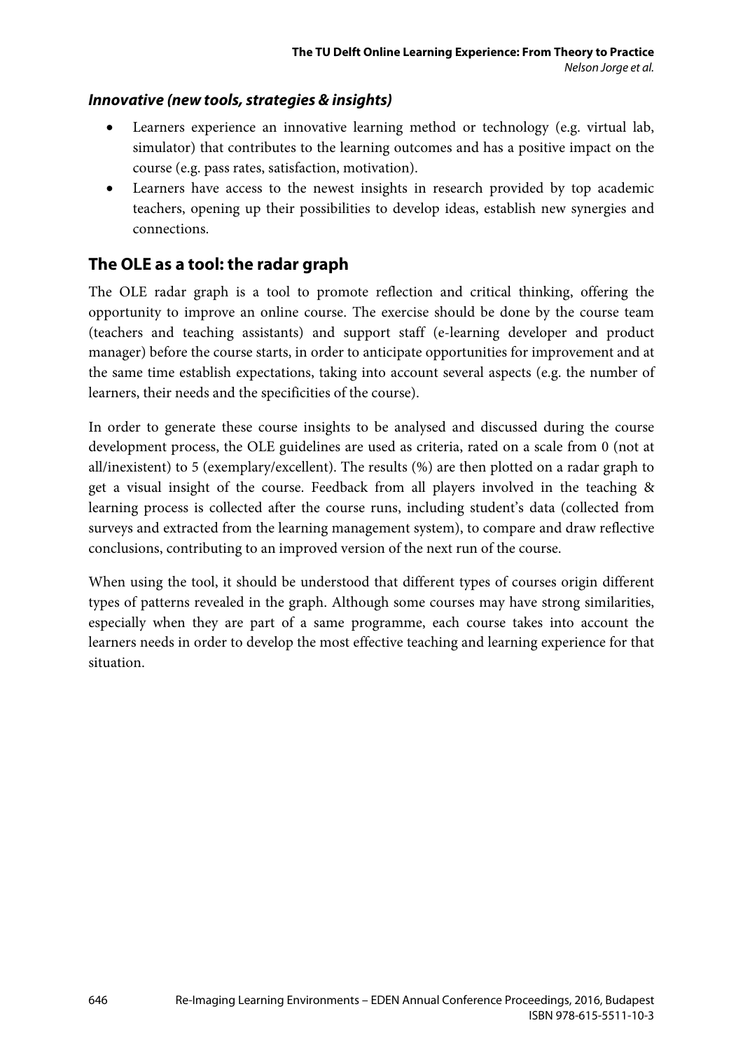### *Innovative (new tools, strategies & insights)*

- Learners experience an innovative learning method or technology (e.g. virtual lab, simulator) that contributes to the learning outcomes and has a positive impact on the course (e.g. pass rates, satisfaction, motivation).
- Learners have access to the newest insights in research provided by top academic teachers, opening up their possibilities to develop ideas, establish new synergies and connections.

## The OLE as a tool: the radar graph

The OLE radar graph is a tool to promote reflection and critical thinking, offering the opportunity to improve an online course. The exercise should be done by the course team (teachers and teaching assistants) and support staff (e-learning developer and product manager) before the course starts, in order to anticipate opportunities for improvement and at the same time establish expectations, taking into account several aspects (e.g. the number of learners, their needs and the specificities of the course).

In order to generate these course insights to be analysed and discussed during the course development process, the OLE guidelines are used as criteria, rated on a scale from 0 (not at all/inexistent) to 5 (exemplary/excellent). The results (%) are then plotted on a radar graph to get a visual insight of the course. Feedback from all players involved in the teaching & learning process is collected after the course runs, including student's data (collected from surveys and extracted from the learning management system), to compare and draw reflective conclusions, contributing to an improved version of the next run of the course.

When using the tool, it should be understood that different types of courses origin different types of patterns revealed in the graph. Although some courses may have strong similarities, especially when they are part of a same programme, each course takes into account the learners needs in order to develop the most effective teaching and learning experience for that situation.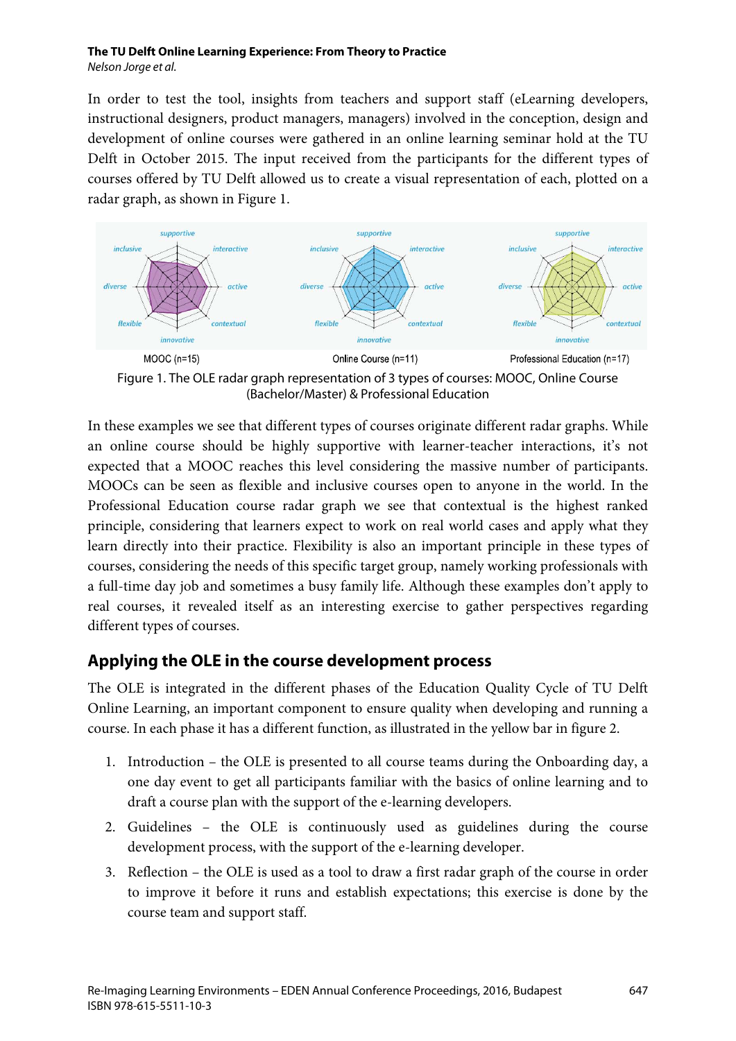In order to test the tool, insights from teachers and support staff (eLearning developers, instructional designers, product managers, managers) involved in the conception, design and development of online courses were gathered in an online learning seminar hold at the TU Delft in October 2015. The input received from the participants for the different types of courses offered by TU Delft allowed us to create a visual representation of each, plotted on a radar graph, as shown in Figure 1.

MOOC (n=15) Online Course (n=11) Professional Education (n=17)

Figure 1. The OLE radar graph representation of 3 types of courses: MOOC, Online Course (Bachelor/Master) & Professional Education

In these examples we see that different types of courses originate different radar graphs. While an online course should be highly supportive with learner-teacher interactions, it's not expected that a MOOC reaches this level considering the massive number of participants. MOOCs can be seen as flexible and inclusive courses open to anyone in the world. In the Professional Education course radar graph we see that contextual is the highest ranked principle, considering that learners expect to work on real world cases and apply what they learn directly into their practice. Flexibility is also an important principle in these types of courses, considering the needs of this specific target group, namely working professionals with a full-time day job and sometimes a busy family life. Although these examples don't apply to real courses, it revealed itself as an interesting exercise to gather perspectives regarding different types of courses.

## Applying the OLE in the course development process

The OLE is integrated in the different phases of the Education Quality Cycle of TU Delft Online Learning, an important component to ensure quality when developing and running a course. In each phase it has a different function, as illustrated in the yellow bar in figure 2.

1. Introduction – the OLE is presented to all course teams during the Onboarding day, a one day event to get all participants familiar with the basics of online learning and to draft a course plan with the support of the e-learning developers.
2. Guidelines – the OLE is continuously used as guidelines during the course development process, with the support of the e-learning developer.
3. Reflection – the OLE is used as a tool to draw a first radar graph of the course in order to improve it before it runs and establish expectations; this exercise is done by the course team and support staff.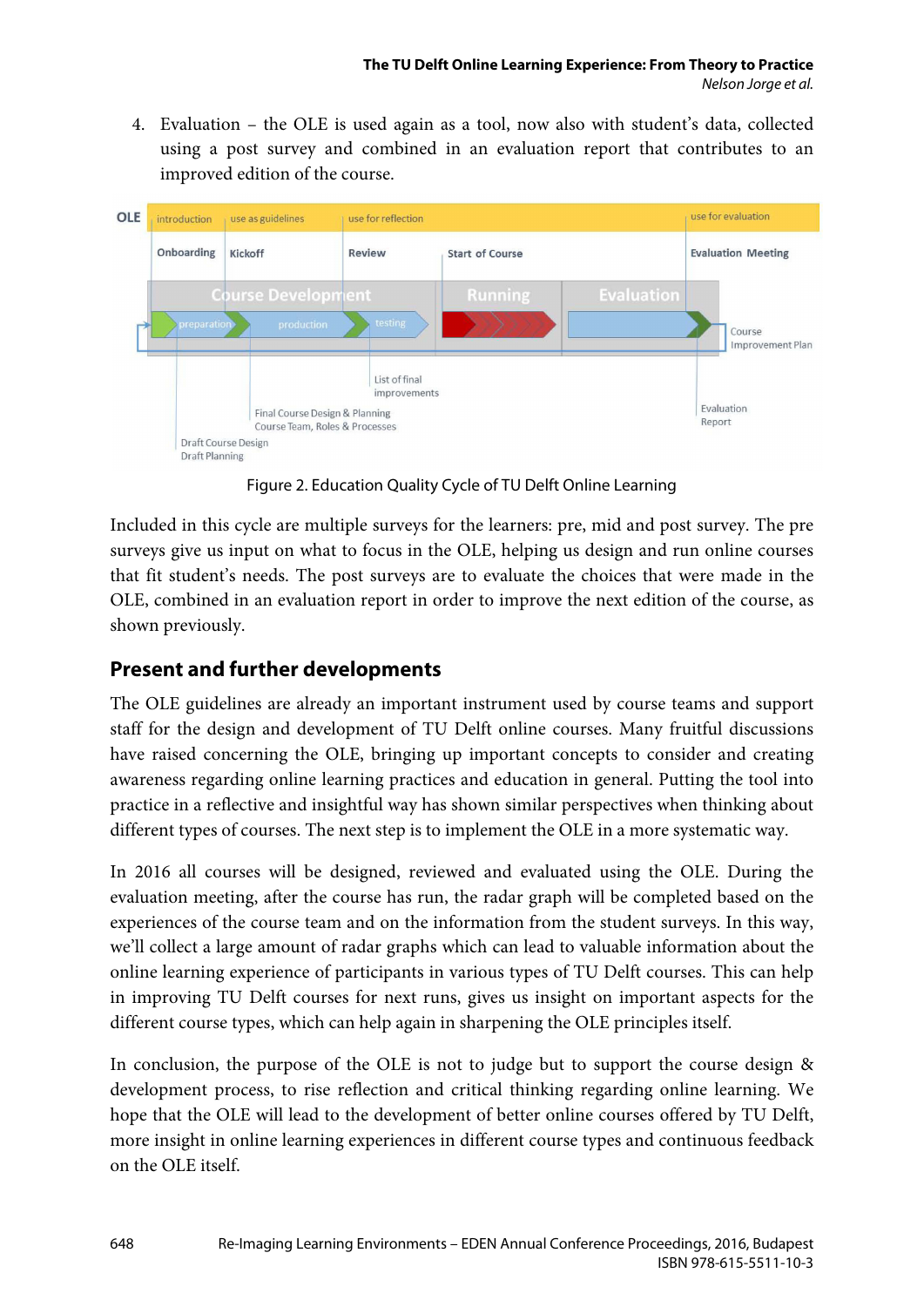4. Evaluation – the OLE is used again as a tool, now also with student's data, collected using a post survey and combined in an evaluation report that contributes to an improved edition of the course.

Figure 2. Education Quality Cycle of TU Delft Online Learning

Included in this cycle are multiple surveys for the learners: pre, mid and post survey. The pre surveys give us input on what to focus in the OLE, helping us design and run online courses that fit student's needs. The post surveys are to evaluate the choices that were made in the OLE, combined in an evaluation report in order to improve the next edition of the course, as shown previously.

## Present and further developments

The OLE guidelines are already an important instrument used by course teams and support staff for the design and development of TU Delft online courses. Many fruitful discussions have raised concerning the OLE, bringing up important concepts to consider and creating awareness regarding online learning practices and education in general. Putting the tool into practice in a reflective and insightful way has shown similar perspectives when thinking about different types of courses. The next step is to implement the OLE in a more systematic way.

In 2016 all courses will be designed, reviewed and evaluated using the OLE. During the evaluation meeting, after the course has run, the radar graph will be completed based on the experiences of the course team and on the information from the student surveys. In this way, we'll collect a large amount of radar graphs which can lead to valuable information about the online learning experience of participants in various types of TU Delft courses. This can help in improving TU Delft courses for next runs, gives us insight on important aspects for the different course types, which can help again in sharpening the OLE principles itself.

In conclusion, the purpose of the OLE is not to judge but to support the course design & development process, to rise reflection and critical thinking regarding online learning. We hope that the OLE will lead to the development of better online courses offered by TU Delft, more insight in online learning experiences in different course types and continuous feedback on the OLE itself.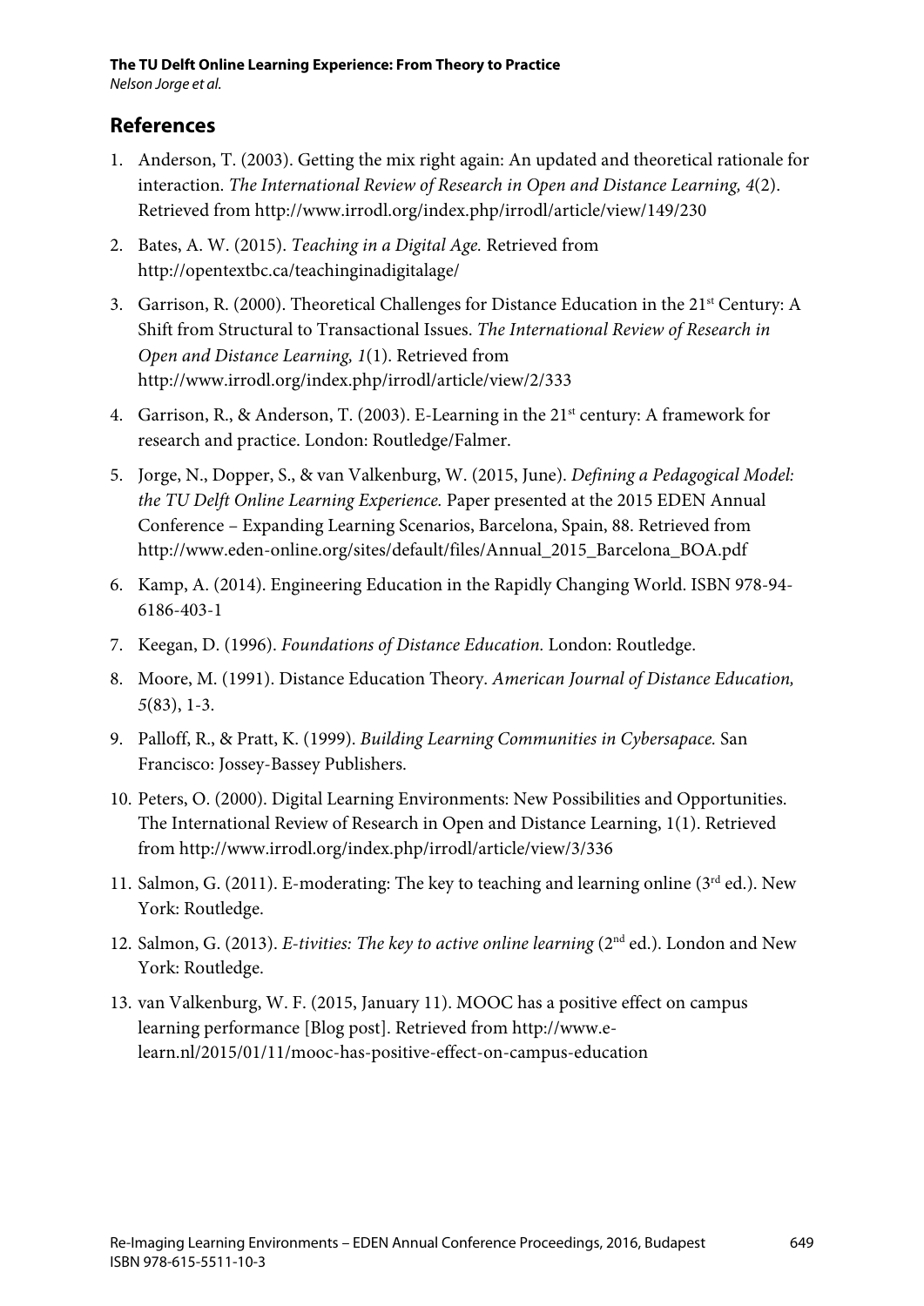## References

1. Anderson, T. (2003). Getting the mix right again: An updated and theoretical rationale for interaction. *The International Review of Research in Open and Distance Learning, 4*(2). Retrieved from http://www.irrodl.org/index.php/irrodl/article/view/149/230
2. Bates, A. W. (2015). *Teaching in a Digital Age.* Retrieved from http://opentextbc.ca/teachinginadigitalage/
3. Garrison, R. (2000). Theoretical Challenges for Distance Education in the 21st Century: A Shift from Structural to Transactional Issues. *The International Review of Research in Open and Distance Learning, 1*(1). Retrieved from http://www.irrodl.org/index.php/irrodl/article/view/2/333
4. Garrison, R., & Anderson, T. (2003). E-Learning in the 21st century: A framework for research and practice. London: Routledge/Falmer.
5. Jorge, N., Dopper, S., & van Valkenburg, W. (2015, June). *Defining a Pedagogical Model: the TU Delft Online Learning Experience.* Paper presented at the 2015 EDEN Annual Conference – Expanding Learning Scenarios, Barcelona, Spain, 88. Retrieved from http://www.eden-online.org/sites/default/files/Annual_2015_Barcelona_BOA.pdf
6. Kamp, A. (2014). Engineering Education in the Rapidly Changing World. ISBN 978-94-6186-403-1
7. Keegan, D. (1996). *Foundations of Distance Education.* London: Routledge.
8. Moore, M. (1991). Distance Education Theory. *American Journal of Distance Education, 5*(83), 1-3.
9. Palloff, R., & Pratt, K. (1999). *Building Learning Communities in Cybersapace.* San Francisco: Jossey-Bassey Publishers.
10. Peters, O. (2000). Digital Learning Environments: New Possibilities and Opportunities. The International Review of Research in Open and Distance Learning, 1(1). Retrieved from http://www.irrodl.org/index.php/irrodl/article/view/3/336
11. Salmon, G. (2011). E-moderating: The key to teaching and learning online (3rd ed.). New York: Routledge.
12. Salmon, G. (2013). *E-tivities: The key to active online learning* (2nd ed.). London and New York: Routledge.
13. van Valkenburg, W. F. (2015, January 11). MOOC has a positive effect on campus learning performance [Blog post]. Retrieved from http://www.e-learn.nl/2015/01/11/mooc-has-positive-effect-on-campus-education